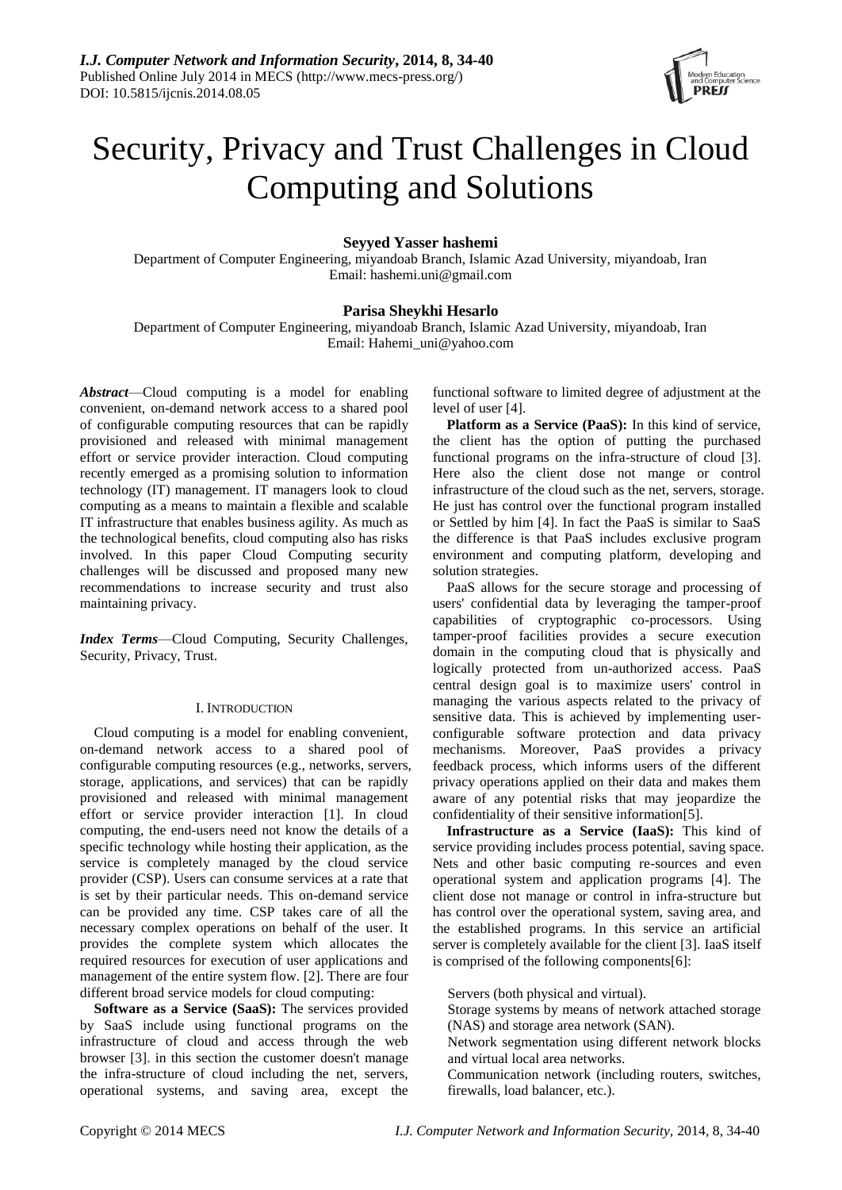# Security, Privacy and Trust Challenges in Cloud Computing and Solutions

**Seyyed Yasser hashemi**

Department of Computer Engineering, miyandoab Branch, Islamic Azad University, miyandoab, Iran
Email: hashemi.uni@gmail.com

**Parisa Sheykhi Hesarlo**

Department of Computer Engineering, miyandoab Branch, Islamic Azad University, miyandoab, Iran
Email: Hahemi_uni@yahoo.com

***Abstract*****—**Cloud computing is a model for enabling convenient, on-demand network access to a shared pool of configurable computing resources that can be rapidly provisioned and released with minimal management effort or service provider interaction. Cloud computing recently emerged as a promising solution to information technology (IT) management. IT managers look to cloud computing as a means to maintain a flexible and scalable IT infrastructure that enables business agility. As much as the technological benefits, cloud computing also has risks involved. In this paper Cloud Computing security challenges will be discussed and proposed many new recommendations to increase security and trust also maintaining privacy.

***Index Terms*****—**Cloud Computing, Security Challenges, Security, Privacy, Trust.

## I. Introduction

Cloud computing is a model for enabling convenient, on-demand network access to a shared pool of configurable computing resources (e.g., networks, servers, storage, applications, and services) that can be rapidly provisioned and released with minimal management effort or service provider interaction [1]. In cloud computing, the end-users need not know the details of a specific technology while hosting their application, as the service is completely managed by the cloud service provider (CSP). Users can consume services at a rate that is set by their particular needs. This on-demand service can be provided any time. CSP takes care of all the necessary complex operations on behalf of the user. It provides the complete system which allocates the required resources for execution of user applications and management of the entire system flow. [2]. There are four different broad service models for cloud computing:

**Software as a Service (SaaS):** The services provided by SaaS include using functional programs on the infrastructure of cloud and access through the web browser [3]. in this section the customer doesn't manage the infra-structure of cloud including the net, servers, operational systems, and saving area, except the functional software to limited degree of adjustment at the level of user [4].

**Platform as a Service (PaaS):** In this kind of service, the client has the option of putting the purchased functional programs on the infra-structure of cloud [3]. Here also the client dose not mange or control infrastructure of the cloud such as the net, servers, storage. He just has control over the functional program installed or Settled by him [4]. In fact the PaaS is similar to SaaS the difference is that PaaS includes exclusive program environment and computing platform, developing and solution strategies.

PaaS allows for the secure storage and processing of users' confidential data by leveraging the tamper-proof capabilities of cryptographic co-processors. Using tamper-proof facilities provides a secure execution domain in the computing cloud that is physically and logically protected from un-authorized access. PaaS central design goal is to maximize users' control in managing the various aspects related to the privacy of sensitive data. This is achieved by implementing user-configurable software protection and data privacy mechanisms. Moreover, PaaS provides a privacy feedback process, which informs users of the different privacy operations applied on their data and makes them aware of any potential risks that may jeopardize the confidentiality of their sensitive information[5].

**Infrastructure as a Service (IaaS):** This kind of service providing includes process potential, saving space. Nets and other basic computing re-sources and even operational system and application programs [4]. The client dose not manage or control in infra-structure but has control over the operational system, saving area, and the established programs. In this service an artificial server is completely available for the client [3]. IaaS itself is comprised of the following components[6]:

Servers (both physical and virtual).

Storage systems by means of network attached storage (NAS) and storage area network (SAN).

Network segmentation using different network blocks and virtual local area networks.

Communication network (including routers, switches, firewalls, load balancer, etc.).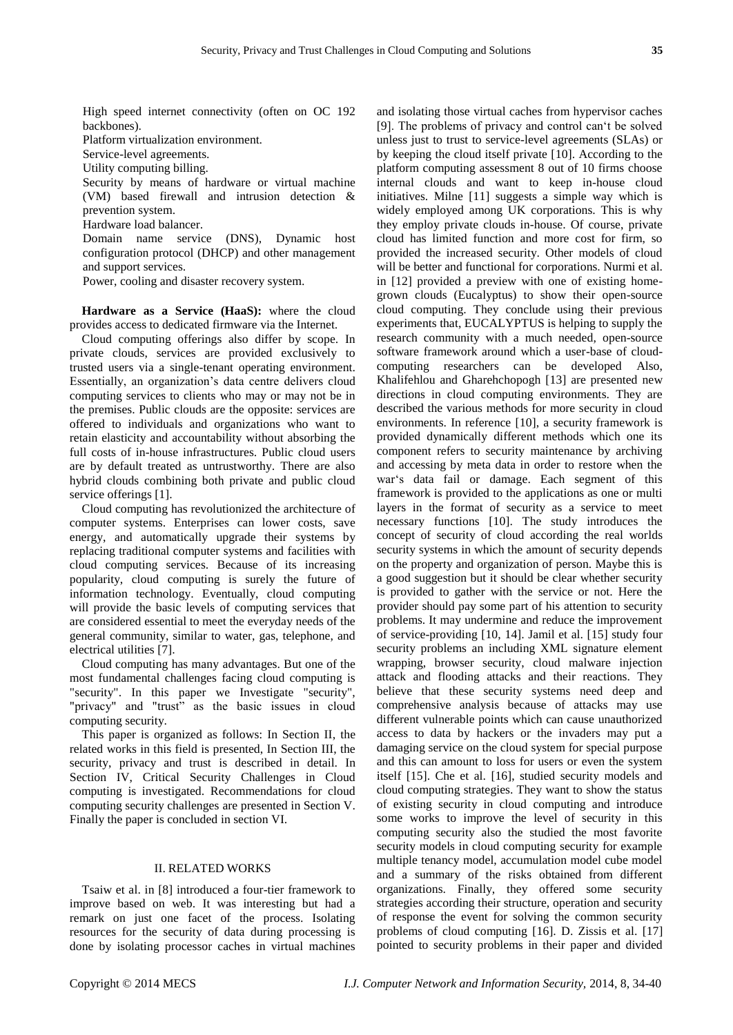- High speed internet connectivity (often on OC 192 backbones).
- Platform virtualization environment.
- Service-level agreements.
- Utility computing billing.
- Security by means of hardware or virtual machine (VM) based firewall and intrusion detection & prevention system.
- Hardware load balancer.
- Domain name service (DNS), Dynamic host configuration protocol (DHCP) and other management and support services.
- Power, cooling and disaster recovery system.

**Hardware as a Service (HaaS):** where the cloud provides access to dedicated firmware via the Internet.

Cloud computing offerings also differ by scope. In private clouds, services are provided exclusively to trusted users via a single-tenant operating environment. Essentially, an organization's data centre delivers cloud computing services to clients who may or may not be in the premises. Public clouds are the opposite: services are offered to individuals and organizations who want to retain elasticity and accountability without absorbing the full costs of in-house infrastructures. Public cloud users are by default treated as untrustworthy. There are also hybrid clouds combining both private and public cloud service offerings [1].

Cloud computing has revolutionized the architecture of computer systems. Enterprises can lower costs, save energy, and automatically upgrade their systems by replacing traditional computer systems and facilities with cloud computing services. Because of its increasing popularity, cloud computing is surely the future of information technology. Eventually, cloud computing will provide the basic levels of computing services that are considered essential to meet the everyday needs of the general community, similar to water, gas, telephone, and electrical utilities [7].

Cloud computing has many advantages. But one of the most fundamental challenges facing cloud computing is "security". In this paper we Investigate "security", "privacy" and "trust" as the basic issues in cloud computing security.

This paper is organized as follows: In Section II, the related works in this field is presented, In Section III, the security, privacy and trust is described in detail. In Section IV, Critical Security Challenges in Cloud computing is investigated. Recommendations for cloud computing security challenges are presented in Section V. Finally the paper is concluded in section VI.

## II. RELATED WORKS

Tsaiw et al. in [8] introduced a four-tier framework to improve based on web. It was interesting but had a remark on just one facet of the process. Isolating resources for the security of data during processing is done by isolating processor caches in virtual machines and isolating those virtual caches from hypervisor caches [9]. The problems of privacy and control can't be solved unless just to trust to service-level agreements (SLAs) or by keeping the cloud itself private [10]. According to the platform computing assessment 8 out of 10 firms choose internal clouds and want to keep in-house cloud initiatives. Milne [11] suggests a simple way which is widely employed among UK corporations. This is why they employ private clouds in-house. Of course, private cloud has limited function and more cost for firm, so provided the increased security. Other models of cloud will be better and functional for corporations. Nurmi et al. in [12] provided a preview with one of existing home-grown clouds (Eucalyptus) to show their open-source cloud computing. They conclude using their previous experiments that, EUCALYPTUS is helping to supply the research community with a much needed, open-source software framework around which a user-base of cloud-computing researchers can be developed Also, Khalifehlou and Gharehchopogh [13] are presented new directions in cloud computing environments. They are described the various methods for more security in cloud environments. In reference [10], a security framework is provided dynamically different methods which one its component refers to security maintenance by archiving and accessing by meta data in order to restore when the war's data fail or damage. Each segment of this framework is provided to the applications as one or multi layers in the format of security as a service to meet necessary functions [10]. The study introduces the concept of security of cloud according the real worlds security systems in which the amount of security depends on the property and organization of person. Maybe this is a good suggestion but it should be clear whether security is provided to gather with the service or not. Here the provider should pay some part of his attention to security problems. It may undermine and reduce the improvement of service-providing [10, 14]. Jamil et al. [15] study four security problems an including XML signature element wrapping, browser security, cloud malware injection attack and flooding attacks and their reactions. They believe that these security systems need deep and comprehensive analysis because of attacks may use different vulnerable points which can cause unauthorized access to data by hackers or the invaders may put a damaging service on the cloud system for special purpose and this can amount to loss for users or even the system itself [15]. Che et al. [16], studied security models and cloud computing strategies. They want to show the status of existing security in cloud computing and introduce some works to improve the level of security in this computing security also the studied the most favorite security models in cloud computing security for example multiple tenancy model, accumulation model cube model and a summary of the risks obtained from different organizations. Finally, they offered some security strategies according their structure, operation and security of response the event for solving the common security problems of cloud computing [16]. D. Zissis et al. [17] pointed to security problems in their paper and divided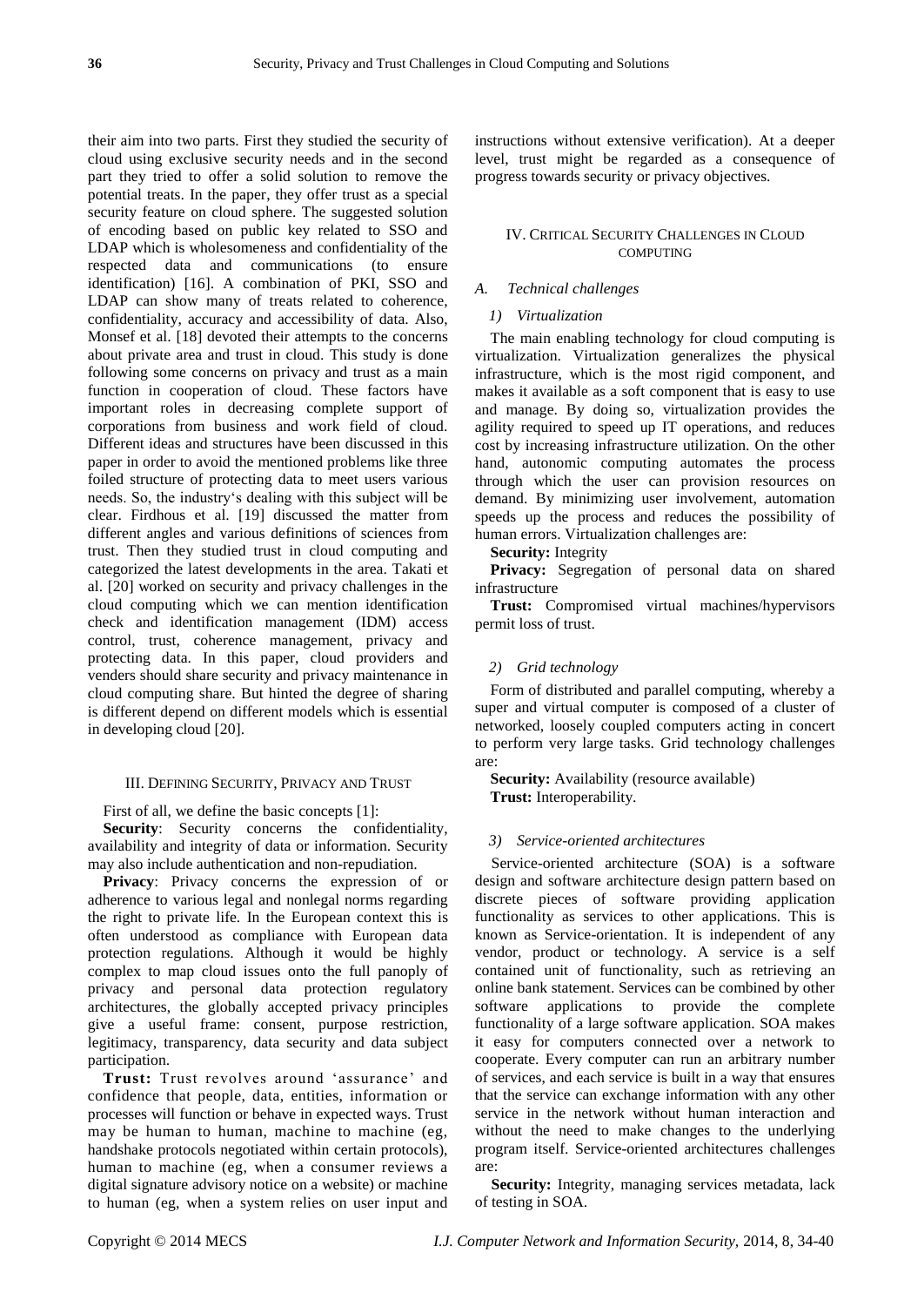their aim into two parts. First they studied the security of cloud using exclusive security needs and in the second part they tried to offer a solid solution to remove the potential treats. In the paper, they offer trust as a special security feature on cloud sphere. The suggested solution of encoding based on public key related to SSO and LDAP which is wholesomeness and confidentiality of the respected data and communications (to ensure identification) [16]. A combination of PKI, SSO and LDAP can show many of treats related to coherence, confidentiality, accuracy and accessibility of data. Also, Monsef et al. [18] devoted their attempts to the concerns about private area and trust in cloud. This study is done following some concerns on privacy and trust as a main function in cooperation of cloud. These factors have important roles in decreasing complete support of corporations from business and work field of cloud. Different ideas and structures have been discussed in this paper in order to avoid the mentioned problems like three foiled structure of protecting data to meet users various needs. So, the industry's dealing with this subject will be clear. Firdhous et al. [19] discussed the matter from different angles and various definitions of sciences from trust. Then they studied trust in cloud computing and categorized the latest developments in the area. Takati et al. [20] worked on security and privacy challenges in the cloud computing which we can mention identification check and identification management (IDM) access control, trust, coherence management, privacy and protecting data. In this paper, cloud providers and venders should share security and privacy maintenance in cloud computing share. But hinted the degree of sharing is different depend on different models which is essential in developing cloud [20].

## III. Defining Security, Privacy and Trust

First of all, we define the basic concepts [1]:

**Security**: Security concerns the confidentiality, availability and integrity of data or information. Security may also include authentication and non-repudiation.

**Privacy**: Privacy concerns the expression of or adherence to various legal and nonlegal norms regarding the right to private life. In the European context this is often understood as compliance with European data protection regulations. Although it would be highly complex to map cloud issues onto the full panoply of privacy and personal data protection regulatory architectures, the globally accepted privacy principles give a useful frame: consent, purpose restriction, legitimacy, transparency, data security and data subject participation.

**Trust:** Trust revolves around 'assurance' and confidence that people, data, entities, information or processes will function or behave in expected ways. Trust may be human to human, machine to machine (eg, handshake protocols negotiated within certain protocols), human to machine (eg, when a consumer reviews a digital signature advisory notice on a website) or machine to human (eg, when a system relies on user input and instructions without extensive verification). At a deeper level, trust might be regarded as a consequence of progress towards security or privacy objectives.

## IV. Critical Security Challenges in Cloud Computing

### *A. Technical challenges*

#### *1) Virtualization*

The main enabling technology for cloud computing is virtualization. Virtualization generalizes the physical infrastructure, which is the most rigid component, and makes it available as a soft component that is easy to use and manage. By doing so, virtualization provides the agility required to speed up IT operations, and reduces cost by increasing infrastructure utilization. On the other hand, autonomic computing automates the process through which the user can provision resources on demand. By minimizing user involvement, automation speeds up the process and reduces the possibility of human errors. Virtualization challenges are:

**Security:** Integrity

**Privacy:** Segregation of personal data on shared infrastructure

**Trust:** Compromised virtual machines/hypervisors permit loss of trust.

#### *2) Grid technology*

Form of distributed and parallel computing, whereby a super and virtual computer is composed of a cluster of networked, loosely coupled computers acting in concert to perform very large tasks. Grid technology challenges are:

**Security:** Availability (resource available)

**Trust:** Interoperability.

#### *3) Service-oriented architectures*

Service-oriented architecture (SOA) is a software design and software architecture design pattern based on discrete pieces of software providing application functionality as services to other applications. This is known as Service-orientation. It is independent of any vendor, product or technology. A service is a self contained unit of functionality, such as retrieving an online bank statement. Services can be combined by other software applications to provide the complete functionality of a large software application. SOA makes it easy for computers connected over a network to cooperate. Every computer can run an arbitrary number of services, and each service is built in a way that ensures that the service can exchange information with any other service in the network without human interaction and without the need to make changes to the underlying program itself. Service-oriented architectures challenges are:

**Security:** Integrity, managing services metadata, lack of testing in SOA.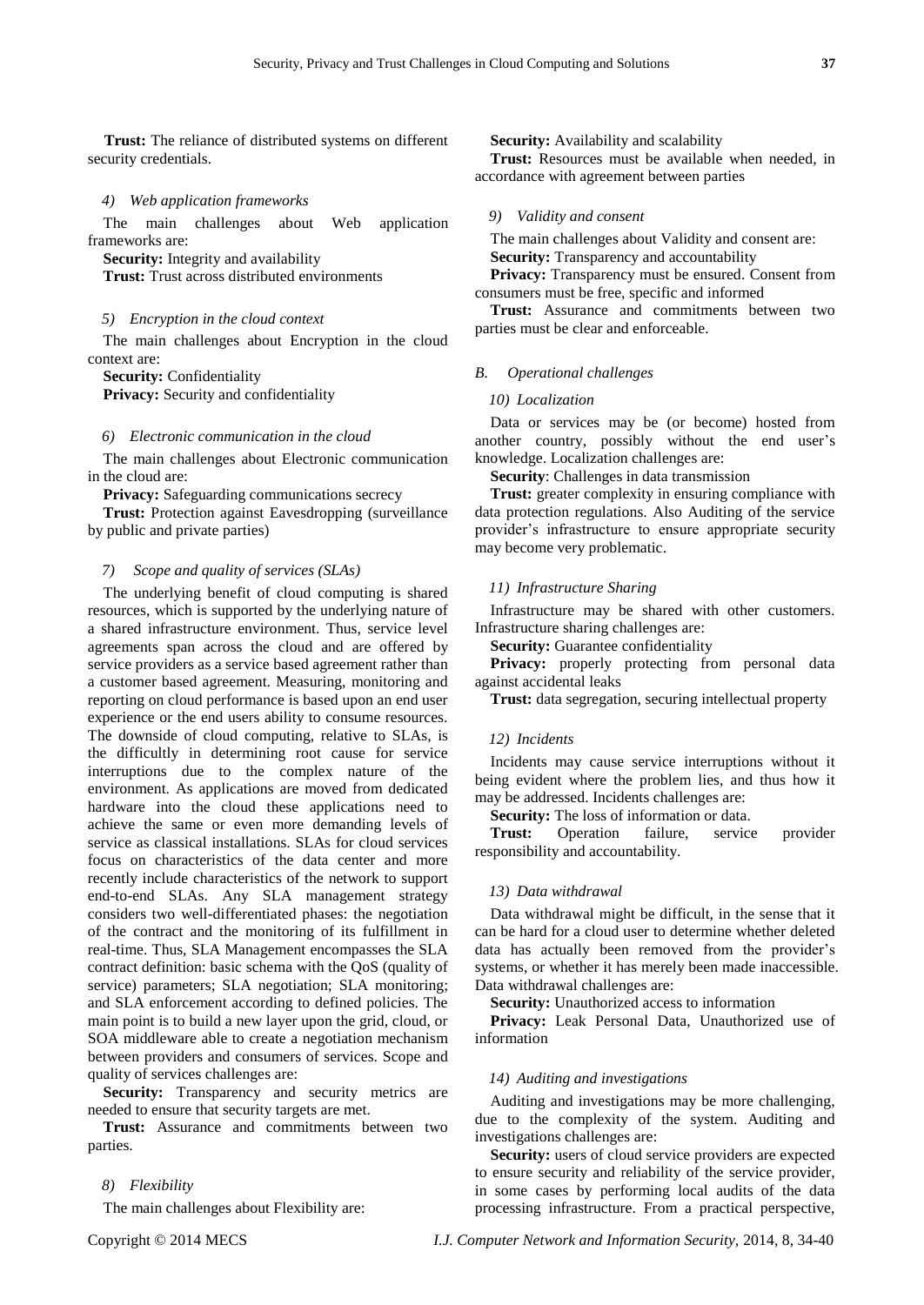**Trust:** The reliance of distributed systems on different security credentials.

*4) Web application frameworks*

The main challenges about Web application frameworks are:

**Security:** Integrity and availability

**Trust:** Trust across distributed environments

*5) Encryption in the cloud context*

The main challenges about Encryption in the cloud context are:

**Security:** Confidentiality

**Privacy:** Security and confidentiality

*6) Electronic communication in the cloud*

The main challenges about Electronic communication in the cloud are:

**Privacy:** Safeguarding communications secrecy

**Trust:** Protection against Eavesdropping (surveillance by public and private parties)

*7) Scope and quality of services (SLAs)*

The underlying benefit of cloud computing is shared resources, which is supported by the underlying nature of a shared infrastructure environment. Thus, service level agreements span across the cloud and are offered by service providers as a service based agreement rather than a customer based agreement. Measuring, monitoring and reporting on cloud performance is based upon an end user experience or the end users ability to consume resources. The downside of cloud computing, relative to SLAs, is the difficultly in determining root cause for service interruptions due to the complex nature of the environment. As applications are moved from dedicated hardware into the cloud these applications need to achieve the same or even more demanding levels of service as classical installations. SLAs for cloud services focus on characteristics of the data center and more recently include characteristics of the network to support end-to-end SLAs. Any SLA management strategy considers two well-differentiated phases: the negotiation of the contract and the monitoring of its fulfillment in real-time. Thus, SLA Management encompasses the SLA contract definition: basic schema with the QoS (quality of service) parameters; SLA negotiation; SLA monitoring; and SLA enforcement according to defined policies. The main point is to build a new layer upon the grid, cloud, or SOA middleware able to create a negotiation mechanism between providers and consumers of services. Scope and quality of services challenges are:

**Security:** Transparency and security metrics are needed to ensure that security targets are met.

**Trust:** Assurance and commitments between two parties.

*8) Flexibility*

The main challenges about Flexibility are:

**Security:** Availability and scalability

**Trust:** Resources must be available when needed, in accordance with agreement between parties

*9) Validity and consent*

The main challenges about Validity and consent are:

**Security:** Transparency and accountability

**Privacy:** Transparency must be ensured. Consent from consumers must be free, specific and informed

**Trust:** Assurance and commitments between two parties must be clear and enforceable.

### *B. Operational challenges*

*10) Localization*

Data or services may be (or become) hosted from another country, possibly without the end user's knowledge. Localization challenges are:

**Security**: Challenges in data transmission

**Trust:** greater complexity in ensuring compliance with data protection regulations. Also Auditing of the service provider's infrastructure to ensure appropriate security may become very problematic.

*11) Infrastructure Sharing*

Infrastructure may be shared with other customers. Infrastructure sharing challenges are:

**Security:** Guarantee confidentiality

**Privacy:** properly protecting from personal data against accidental leaks

**Trust:** data segregation, securing intellectual property

*12) Incidents*

Incidents may cause service interruptions without it being evident where the problem lies, and thus how it may be addressed. Incidents challenges are:

**Security:** The loss of information or data.

**Trust:** Operation failure, service provider responsibility and accountability.

*13) Data withdrawal*

Data withdrawal might be difficult, in the sense that it can be hard for a cloud user to determine whether deleted data has actually been removed from the provider's systems, or whether it has merely been made inaccessible. Data withdrawal challenges are:

**Security:** Unauthorized access to information

**Privacy:** Leak Personal Data, Unauthorized use of information

*14) Auditing and investigations*

Auditing and investigations may be more challenging, due to the complexity of the system. Auditing and investigations challenges are:

**Security:** users of cloud service providers are expected to ensure security and reliability of the service provider, in some cases by performing local audits of the data processing infrastructure. From a practical perspective,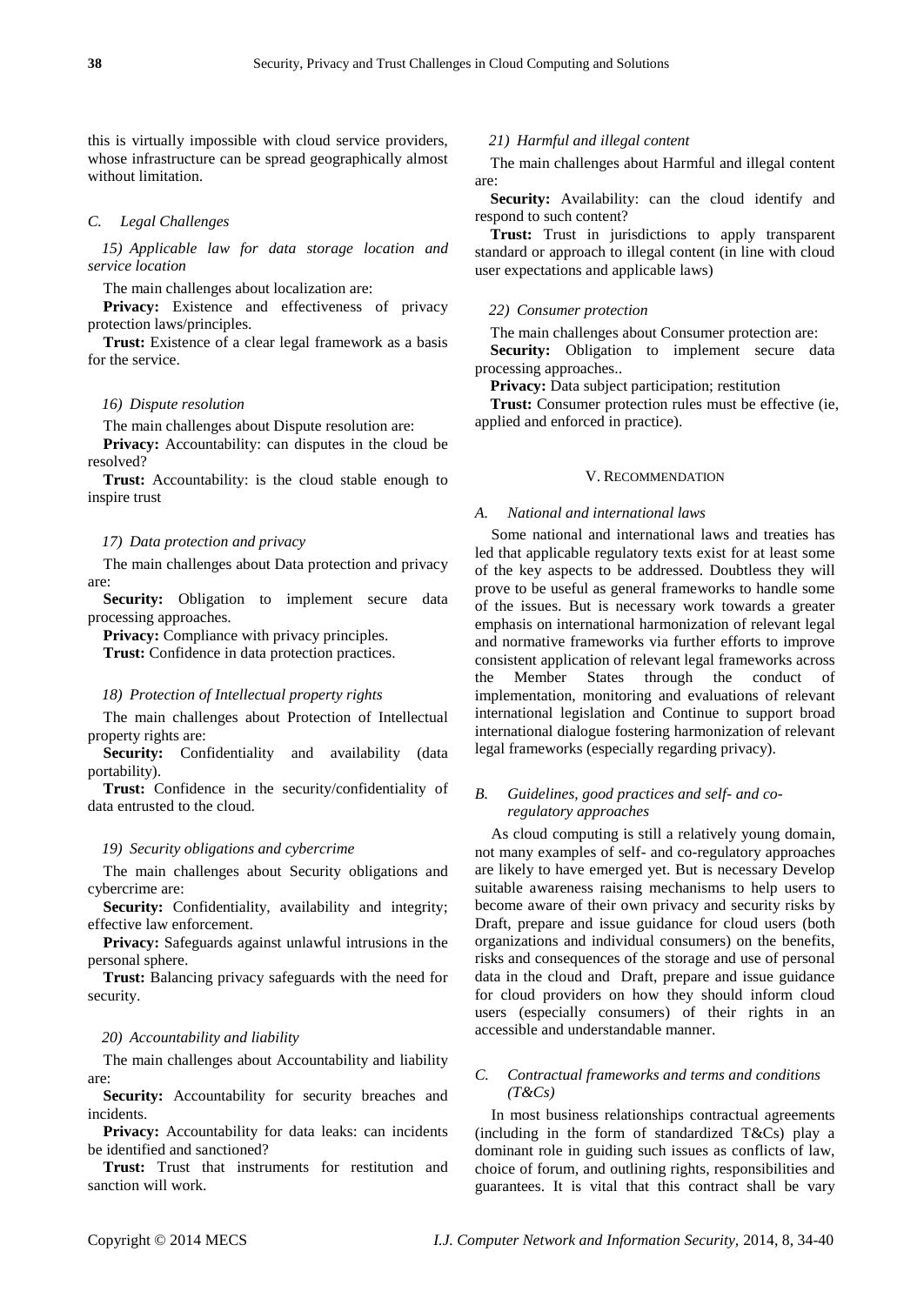this is virtually impossible with cloud service providers, whose infrastructure can be spread geographically almost without limitation.

### *C. Legal Challenges*

*15) Applicable law for data storage location and service location*

The main challenges about localization are:

**Privacy:** Existence and effectiveness of privacy protection laws/principles.

**Trust:** Existence of a clear legal framework as a basis for the service.

*16) Dispute resolution*

The main challenges about Dispute resolution are:

**Privacy:** Accountability: can disputes in the cloud be resolved?

**Trust:** Accountability: is the cloud stable enough to inspire trust

*17) Data protection and privacy*

The main challenges about Data protection and privacy are:

**Security:** Obligation to implement secure data processing approaches.

**Privacy:** Compliance with privacy principles.

**Trust:** Confidence in data protection practices.

*18) Protection of Intellectual property rights*

The main challenges about Protection of Intellectual property rights are:

**Security:** Confidentiality and availability (data portability).

**Trust:** Confidence in the security/confidentiality of data entrusted to the cloud.

*19) Security obligations and cybercrime*

The main challenges about Security obligations and cybercrime are:

**Security:** Confidentiality, availability and integrity; effective law enforcement.

**Privacy:** Safeguards against unlawful intrusions in the personal sphere.

**Trust:** Balancing privacy safeguards with the need for security.

*20) Accountability and liability*

The main challenges about Accountability and liability are:

**Security:** Accountability for security breaches and incidents.

**Privacy:** Accountability for data leaks: can incidents be identified and sanctioned?

**Trust:** Trust that instruments for restitution and sanction will work.

*21) Harmful and illegal content*

The main challenges about Harmful and illegal content are:

**Security:** Availability: can the cloud identify and respond to such content?

**Trust:** Trust in jurisdictions to apply transparent standard or approach to illegal content (in line with cloud user expectations and applicable laws)

*22) Consumer protection*

The main challenges about Consumer protection are:

**Security:** Obligation to implement secure data processing approaches..

**Privacy:** Data subject participation; restitution

**Trust:** Consumer protection rules must be effective (ie, applied and enforced in practice).

## V. RECOMMENDATION

### *A. National and international laws*

Some national and international laws and treaties has led that applicable regulatory texts exist for at least some of the key aspects to be addressed. Doubtless they will prove to be useful as general frameworks to handle some of the issues. But is necessary work towards a greater emphasis on international harmonization of relevant legal and normative frameworks via further efforts to improve consistent application of relevant legal frameworks across the Member States through the conduct of implementation, monitoring and evaluations of relevant international legislation and Continue to support broad international dialogue fostering harmonization of relevant legal frameworks (especially regarding privacy).

### *B. Guidelines, good practices and self- and co-regulatory approaches*

As cloud computing is still a relatively young domain, not many examples of self- and co-regulatory approaches are likely to have emerged yet. But is necessary Develop suitable awareness raising mechanisms to help users to become aware of their own privacy and security risks by Draft, prepare and issue guidance for cloud users (both organizations and individual consumers) on the benefits, risks and consequences of the storage and use of personal data in the cloud and Draft, prepare and issue guidance for cloud providers on how they should inform cloud users (especially consumers) of their rights in an accessible and understandable manner.

### *C. Contractual frameworks and terms and conditions (T&Cs)*

In most business relationships contractual agreements (including in the form of standardized T&Cs) play a dominant role in guiding such issues as conflicts of law, choice of forum, and outlining rights, responsibilities and guarantees. It is vital that this contract shall be vary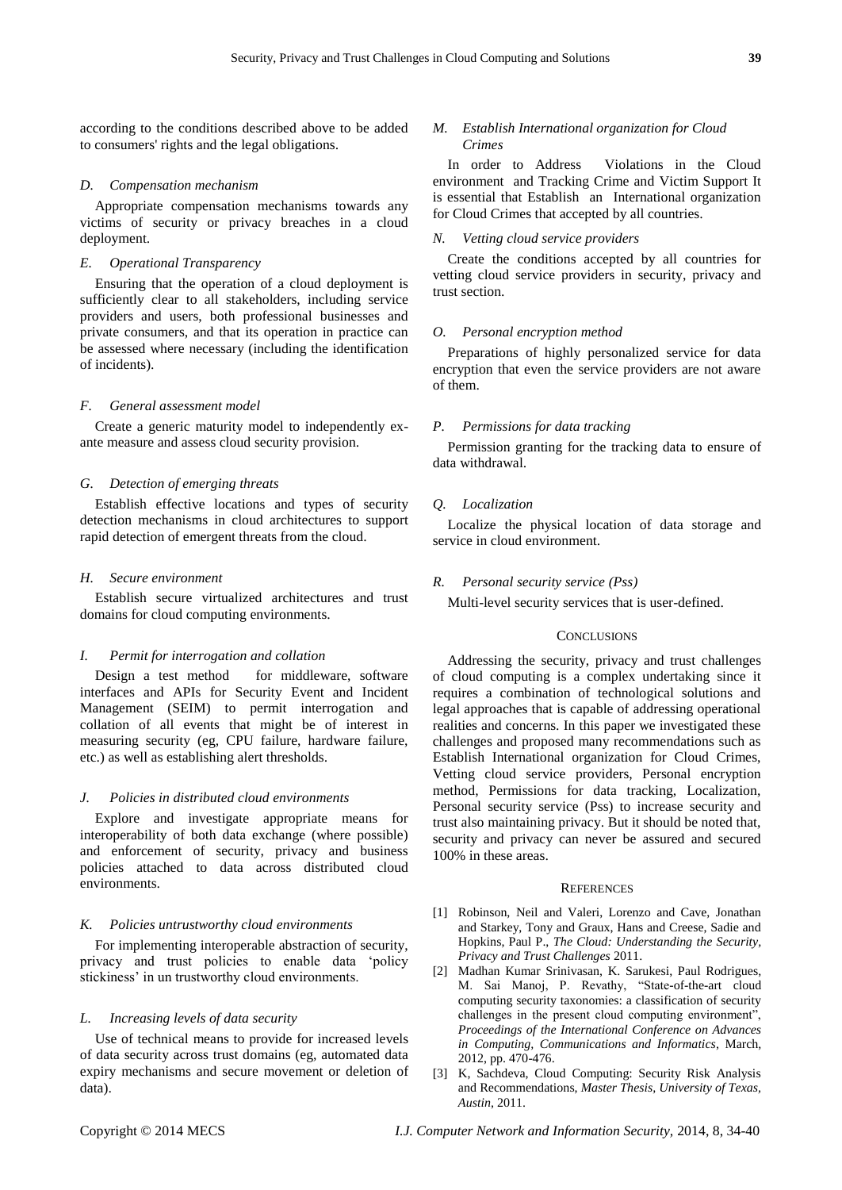according to the conditions described above to be added to consumers' rights and the legal obligations.

### *D. Compensation mechanism*

Appropriate compensation mechanisms towards any victims of security or privacy breaches in a cloud deployment.

### *E. Operational Transparency*

Ensuring that the operation of a cloud deployment is sufficiently clear to all stakeholders, including service providers and users, both professional businesses and private consumers, and that its operation in practice can be assessed where necessary (including the identification of incidents).

### *F. General assessment model*

Create a generic maturity model to independently ex-ante measure and assess cloud security provision.

### *G. Detection of emerging threats*

Establish effective locations and types of security detection mechanisms in cloud architectures to support rapid detection of emergent threats from the cloud.

### *H. Secure environment*

Establish secure virtualized architectures and trust domains for cloud computing environments.

### *I. Permit for interrogation and collation*

Design a test method for middleware, software interfaces and APIs for Security Event and Incident Management (SEIM) to permit interrogation and collation of all events that might be of interest in measuring security (eg, CPU failure, hardware failure, etc.) as well as establishing alert thresholds.

### *J. Policies in distributed cloud environments*

Explore and investigate appropriate means for interoperability of both data exchange (where possible) and enforcement of security, privacy and business policies attached to data across distributed cloud environments.

### *K. Policies untrustworthy cloud environments*

For implementing interoperable abstraction of security, privacy and trust policies to enable data 'policy stickiness' in un trustworthy cloud environments.

### *L. Increasing levels of data security*

Use of technical means to provide for increased levels of data security across trust domains (eg, automated data expiry mechanisms and secure movement or deletion of data).

### *M. Establish International organization for Cloud Crimes*

In order to Address Violations in the Cloud environment and Tracking Crime and Victim Support It is essential that Establish an International organization for Cloud Crimes that accepted by all countries.

### *N. Vetting cloud service providers*

Create the conditions accepted by all countries for vetting cloud service providers in security, privacy and trust section.

### *O. Personal encryption method*

Preparations of highly personalized service for data encryption that even the service providers are not aware of them.

### *P. Permissions for data tracking*

Permission granting for the tracking data to ensure of data withdrawal.

### *Q. Localization*

Localize the physical location of data storage and service in cloud environment.

### *R. Personal security service (Pss)*

Multi-level security services that is user-defined.

## Conclusions

Addressing the security, privacy and trust challenges of cloud computing is a complex undertaking since it requires a combination of technological solutions and legal approaches that is capable of addressing operational realities and concerns. In this paper we investigated these challenges and proposed many recommendations such as Establish International organization for Cloud Crimes, Vetting cloud service providers, Personal encryption method, Permissions for data tracking, Localization, Personal security service (Pss) to increase security and trust also maintaining privacy. But it should be noted that, security and privacy can never be assured and secured 100% in these areas.

## References

[1] Robinson, Neil and Valeri, Lorenzo and Cave, Jonathan and Starkey, Tony and Graux, Hans and Creese, Sadie and Hopkins, Paul P., *The Cloud: Understanding the Security, Privacy and Trust Challenges* 2011.

[2] Madhan Kumar Srinivasan, K. Sarukesi, Paul Rodrigues, M. Sai Manoj, P. Revathy, "State-of-the-art cloud computing security taxonomies: a classification of security challenges in the present cloud computing environment", *Proceedings of the International Conference on Advances in Computing, Communications and Informatics*, March, 2012, pp. 470-476.

[3] K, Sachdeva, Cloud Computing: Security Risk Analysis and Recommendations, *Master Thesis, University of Texas, Austin*, 2011.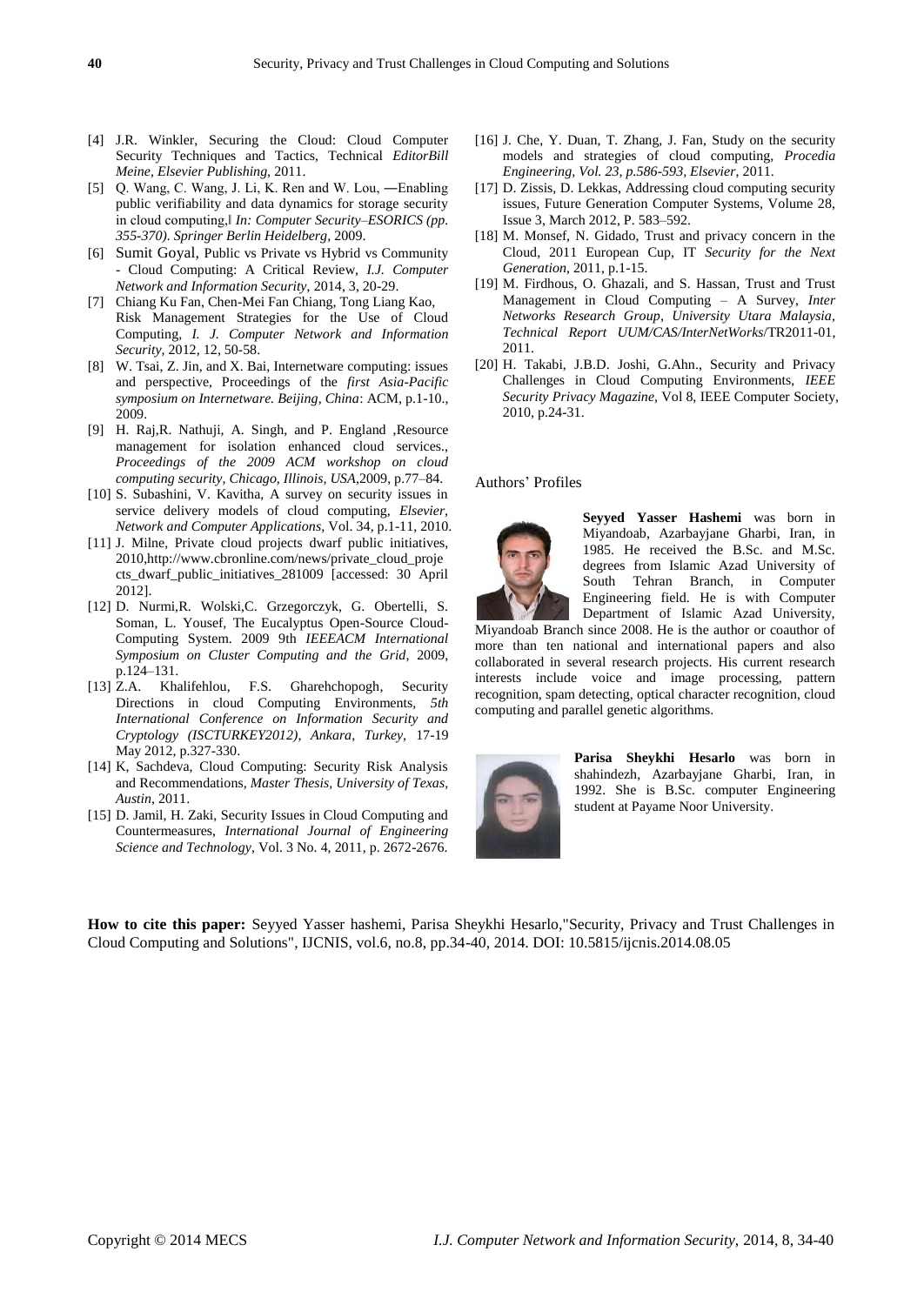[4] J.R. Winkler, Securing the Cloud: Cloud Computer Security Techniques and Tactics, Technical *EditorBill Meine, Elsevier Publishing*, 2011.

[5] Q. Wang, C. Wang, J. Li, K. Ren and W. Lou, ―Enabling public verifiability and data dynamics for storage security in cloud computing,‖ *In: Computer Security–ESORICS (pp. 355-370). Springer Berlin Heidelberg*, 2009.

[6] Sumit Goyal, Public vs Private vs Hybrid vs Community - Cloud Computing: A Critical Review, *I.J. Computer Network and Information Security*, 2014, 3, 20-29.

[7] Chiang Ku Fan, Chen-Mei Fan Chiang, Tong Liang Kao, Risk Management Strategies for the Use of Cloud Computing, *I. J. Computer Network and Information Security*, 2012, 12, 50-58.

[8] W. Tsai, Z. Jin, and X. Bai, Internetware computing: issues and perspective, Proceedings of the *first Asia-Pacific symposium on Internetware. Beijing, China*: ACM, p.1-10., 2009.

[9] H. Raj,R. Nathuji, A. Singh, and P. England ,Resource management for isolation enhanced cloud services., *Proceedings of the 2009 ACM workshop on cloud computing security, Chicago, Illinois, USA*,2009, p.77–84.

[10] S. Subashini, V. Kavitha, A survey on security issues in service delivery models of cloud computing, *Elsevier, Network and Computer Applications*, Vol. 34, p.1-11, 2010.

[11] J. Milne, Private cloud projects dwarf public initiatives, 2010,http://www.cbronline.com/news/private_cloud_projects_dwarf_public_initiatives_281009 [accessed: 30 April 2012].

[12] D. Nurmi,R. Wolski,C. Grzegorczyk, G. Obertelli, S. Soman, L. Yousef, The Eucalyptus Open-Source Cloud-Computing System. 2009 9th *IEEEACM International Symposium on Cluster Computing and the Grid*, 2009, p.124–131.

[13] Z.A. Khalifehlou, F.S. Gharehchopogh, Security Directions in cloud Computing Environments, *5th International Conference on Information Security and Cryptology (ISCTURKEY2012), Ankara, Turkey*, 17-19 May 2012, p.327-330.

[14] K, Sachdeva, Cloud Computing: Security Risk Analysis and Recommendations, *Master Thesis, University of Texas, Austin*, 2011.

[15] D. Jamil, H. Zaki, Security Issues in Cloud Computing and Countermeasures, *International Journal of Engineering Science and Technology*, Vol. 3 No. 4, 2011, p. 2672-2676.

[16] J. Che, Y. Duan, T. Zhang, J. Fan, Study on the security models and strategies of cloud computing, *Procedia Engineering, Vol. 23, p.586-593, Elsevier*, 2011.

[17] D. Zissis, D. Lekkas, Addressing cloud computing security issues, Future Generation Computer Systems, Volume 28, Issue 3, March 2012, P. 583–592.

[18] M. Monsef, N. Gidado, Trust and privacy concern in the Cloud, 2011 European Cup, IT *Security for the Next Generation*, 2011, p.1-15.

[19] M. Firdhous, O. Ghazali, and S. Hassan, Trust and Trust Management in Cloud Computing – A Survey, *Inter Networks Research Group, University Utara Malaysia, Technical Report UUM/CAS/InterNetWorks*/TR2011-01, 2011.

[20] H. Takabi, J.B.D. Joshi, G.Ahn., Security and Privacy Challenges in Cloud Computing Environments, *IEEE Security Privacy Magazine*, Vol 8, IEEE Computer Society, 2010, p.24-31.

Authors' Profiles

**Seyyed Yasser Hashemi** was born in Miyandoab, Azarbayjane Gharbi, Iran, in 1985. He received the B.Sc. and M.Sc. degrees from Islamic Azad University of South Tehran Branch, in Computer Engineering field. He is with Computer Department of Islamic Azad University, Miyandoab Branch since 2008. He is the author or coauthor of more than ten national and international papers and also collaborated in several research projects. His current research interests include voice and image processing, pattern recognition, spam detecting, optical character recognition, cloud computing and parallel genetic algorithms.

**Parisa Sheykhi Hesarlo** was born in shahindezh, Azarbayjane Gharbi, Iran, in 1992. She is B.Sc. computer Engineering student at Payame Noor University.

**How to cite this paper:** Seyyed Yasser hashemi, Parisa Sheykhi Hesarlo,"Security, Privacy and Trust Challenges in Cloud Computing and Solutions", IJCNIS, vol.6, no.8, pp.34-40, 2014. DOI: 10.5815/ijcnis.2014.08.05